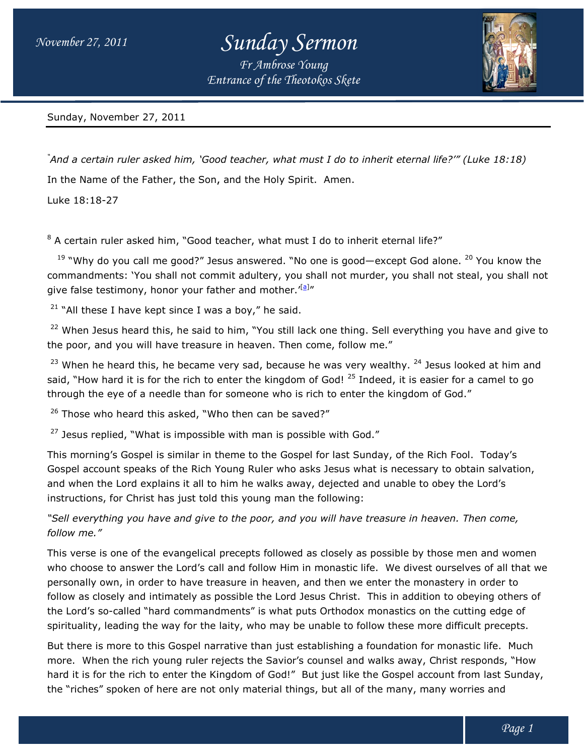# Sunday Sermon

*Fr Ambrose Young*
*Entrance of the Theotokos Skete*

Sunday, November 27, 2011

*"And a certain ruler asked him, 'Good teacher, what must I do to inherit eternal life?'" (Luke 18:18)*

In the Name of the Father, the Son, and the Holy Spirit. Amen.

Luke 18:18-27

[8] A certain ruler asked him, "Good teacher, what must I do to inherit eternal life?"

[19] "Why do you call me good?" Jesus answered. "No one is good—except God alone. [20] You know the commandments: 'You shall not commit adultery, you shall not murder, you shall not steal, you shall not give false testimony, honor your father and mother.'[a]"

[21] "All these I have kept since I was a boy," he said.

[22] When Jesus heard this, he said to him, "You still lack one thing. Sell everything you have and give to the poor, and you will have treasure in heaven. Then come, follow me."

[23] When he heard this, he became very sad, because he was very wealthy. [24] Jesus looked at him and said, "How hard it is for the rich to enter the kingdom of God! [25] Indeed, it is easier for a camel to go through the eye of a needle than for someone who is rich to enter the kingdom of God."

[26] Those who heard this asked, "Who then can be saved?"

[27] Jesus replied, "What is impossible with man is possible with God."

This morning's Gospel is similar in theme to the Gospel for last Sunday, of the Rich Fool. Today's Gospel account speaks of the Rich Young Ruler who asks Jesus what is necessary to obtain salvation, and when the Lord explains it all to him he walks away, dejected and unable to obey the Lord's instructions, for Christ has just told this young man the following:

*"Sell everything you have and give to the poor, and you will have treasure in heaven. Then come, follow me."*

This verse is one of the evangelical precepts followed as closely as possible by those men and women who choose to answer the Lord's call and follow Him in monastic life. We divest ourselves of all that we personally own, in order to have treasure in heaven, and then we enter the monastery in order to follow as closely and intimately as possible the Lord Jesus Christ. This in addition to obeying others of the Lord's so-called "hard commandments" is what puts Orthodox monastics on the cutting edge of spirituality, leading the way for the laity, who may be unable to follow these more difficult precepts.

But there is more to this Gospel narrative than just establishing a foundation for monastic life. Much more. When the rich young ruler rejects the Savior's counsel and walks away, Christ responds, "How hard it is for the rich to enter the Kingdom of God!" But just like the Gospel account from last Sunday, the "riches" spoken of here are not only material things, but all of the many, many worries and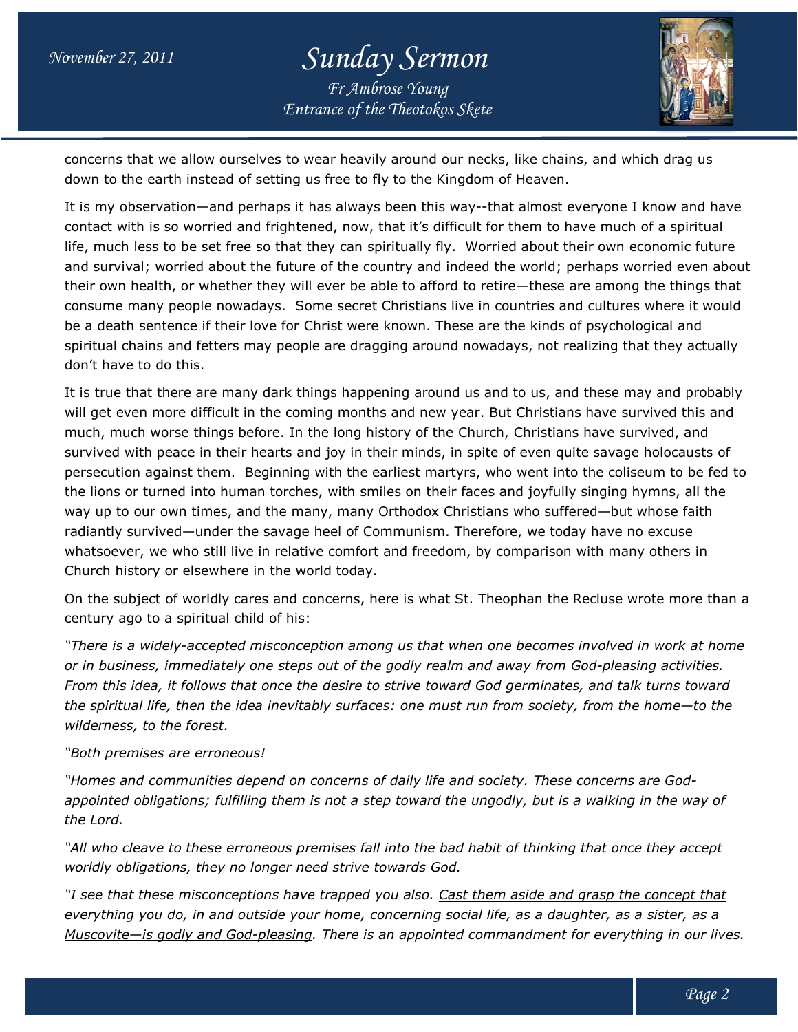concerns that we allow ourselves to wear heavily around our necks, like chains, and which drag us down to the earth instead of setting us free to fly to the Kingdom of Heaven.

It is my observation—and perhaps it has always been this way--that almost everyone I know and have contact with is so worried and frightened, now, that it's difficult for them to have much of a spiritual life, much less to be set free so that they can spiritually fly. Worried about their own economic future and survival; worried about the future of the country and indeed the world; perhaps worried even about their own health, or whether they will ever be able to afford to retire—these are among the things that consume many people nowadays. Some secret Christians live in countries and cultures where it would be a death sentence if their love for Christ were known. These are the kinds of psychological and spiritual chains and fetters may people are dragging around nowadays, not realizing that they actually don't have to do this.

It is true that there are many dark things happening around us and to us, and these may and probably will get even more difficult in the coming months and new year. But Christians have survived this and much, much worse things before. In the long history of the Church, Christians have survived, and survived with peace in their hearts and joy in their minds, in spite of even quite savage holocausts of persecution against them. Beginning with the earliest martyrs, who went into the coliseum to be fed to the lions or turned into human torches, with smiles on their faces and joyfully singing hymns, all the way up to our own times, and the many, many Orthodox Christians who suffered—but whose faith radiantly survived—under the savage heel of Communism. Therefore, we today have no excuse whatsoever, we who still live in relative comfort and freedom, by comparison with many others in Church history or elsewhere in the world today.

On the subject of worldly cares and concerns, here is what St. Theophan the Recluse wrote more than a century ago to a spiritual child of his:

*"There is a widely-accepted misconception among us that when one becomes involved in work at home or in business, immediately one steps out of the godly realm and away from God-pleasing activities. From this idea, it follows that once the desire to strive toward God germinates, and talk turns toward the spiritual life, then the idea inevitably surfaces: one must run from society, from the home—to the wilderness, to the forest.*

*"Both premises are erroneous!*

*"Homes and communities depend on concerns of daily life and society. These concerns are God-appointed obligations; fulfilling them is not a step toward the ungodly, but is a walking in the way of the Lord.*

*"All who cleave to these erroneous premises fall into the bad habit of thinking that once they accept worldly obligations, they no longer need strive towards God.*

*"I see that these misconceptions have trapped you also. <u>Cast them aside and grasp the concept that everything you do, in and outside your home, concerning social life, as a daughter, as a sister, as a Muscovite—is godly and God-pleasing</u>. There is an appointed commandment for everything in our lives.*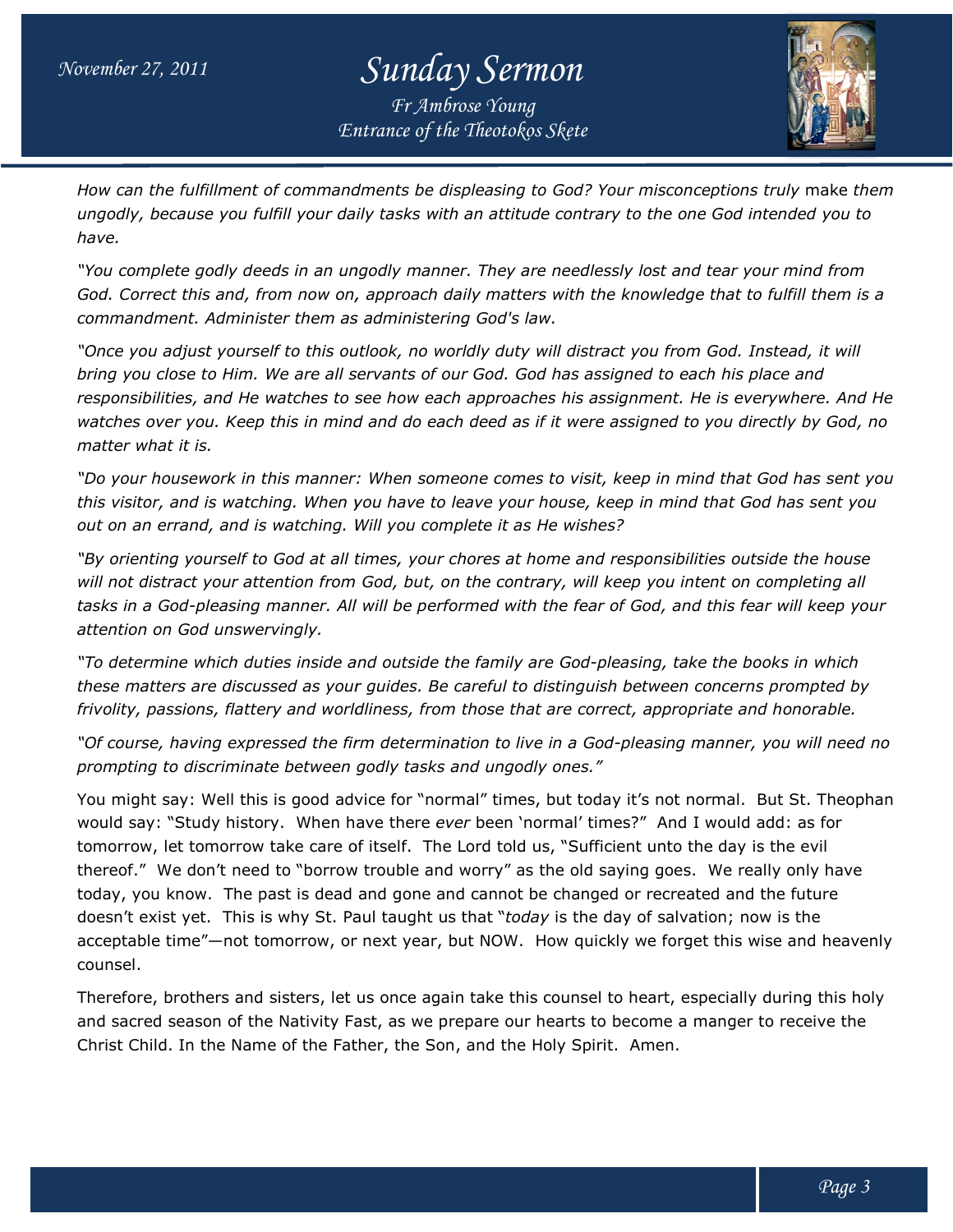*How can the fulfillment of commandments be displeasing to God? Your misconceptions truly* make *them ungodly, because you fulfill your daily tasks with an attitude contrary to the one God intended you to have.*

*"You complete godly deeds in an ungodly manner. They are needlessly lost and tear your mind from God. Correct this and, from now on, approach daily matters with the knowledge that to fulfill them is a commandment. Administer them as administering God's law.*

*"Once you adjust yourself to this outlook, no worldly duty will distract you from God. Instead, it will bring you close to Him. We are all servants of our God. God has assigned to each his place and responsibilities, and He watches to see how each approaches his assignment. He is everywhere. And He watches over you. Keep this in mind and do each deed as if it were assigned to you directly by God, no matter what it is.*

*"Do your housework in this manner: When someone comes to visit, keep in mind that God has sent you this visitor, and is watching. When you have to leave your house, keep in mind that God has sent you out on an errand, and is watching. Will you complete it as He wishes?*

*"By orienting yourself to God at all times, your chores at home and responsibilities outside the house will not distract your attention from God, but, on the contrary, will keep you intent on completing all tasks in a God-pleasing manner. All will be performed with the fear of God, and this fear will keep your attention on God unswervingly.*

*"To determine which duties inside and outside the family are God-pleasing, take the books in which these matters are discussed as your guides. Be careful to distinguish between concerns prompted by frivolity, passions, flattery and worldliness, from those that are correct, appropriate and honorable.*

*"Of course, having expressed the firm determination to live in a God-pleasing manner, you will need no prompting to discriminate between godly tasks and ungodly ones."*

You might say: Well this is good advice for "normal" times, but today it's not normal. But St. Theophan would say: "Study history. When have there *ever* been 'normal' times?" And I would add: as for tomorrow, let tomorrow take care of itself. The Lord told us, "Sufficient unto the day is the evil thereof." We don't need to "borrow trouble and worry" as the old saying goes. We really only have today, you know. The past is dead and gone and cannot be changed or recreated and the future doesn't exist yet. This is why St. Paul taught us that "*today* is the day of salvation; now is the acceptable time"—not tomorrow, or next year, but NOW. How quickly we forget this wise and heavenly counsel.

Therefore, brothers and sisters, let us once again take this counsel to heart, especially during this holy and sacred season of the Nativity Fast, as we prepare our hearts to become a manger to receive the Christ Child. In the Name of the Father, the Son, and the Holy Spirit. Amen.